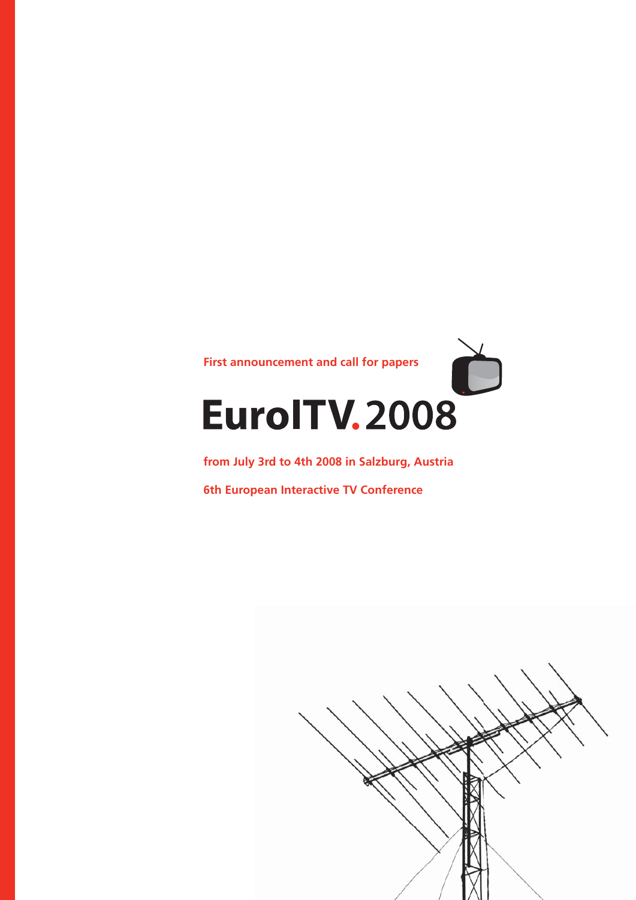First announcement and call for papers

# EuroITV. 2008

from July 3rd to 4th 2008 in Salzburg, Austria

6th European Interactive TV Conference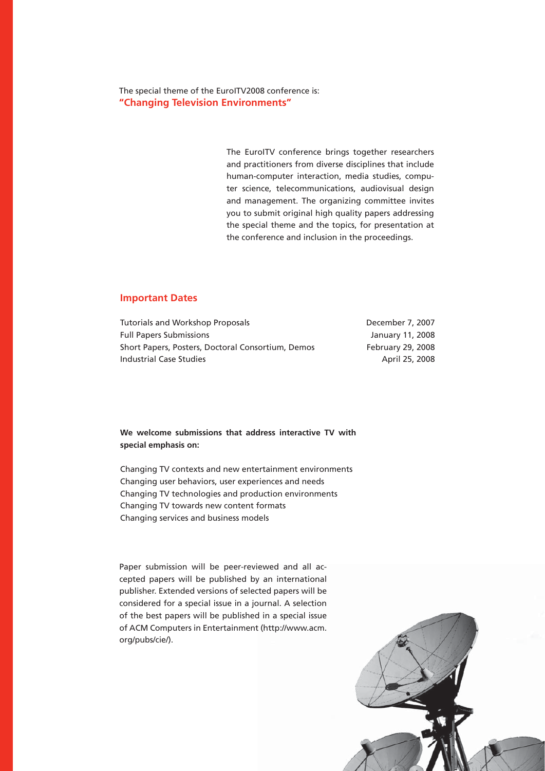The special theme of the EuroITV2008 conference is:
**"Changing Television Environments"**

The EuroITV conference brings together researchers and practitioners from diverse disciplines that include human-computer interaction, media studies, computer science, telecommunications, audiovisual design and management. The organizing committee invites you to submit original high quality papers addressing the special theme and the topics, for presentation at the conference and inclusion in the proceedings.

## Important Dates

| | |
|---|---|
| Tutorials and Workshop Proposals | December 7, 2007 |
| Full Papers Submissions | January 11, 2008 |
| Short Papers, Posters, Doctoral Consortium, Demos | February 29, 2008 |
| Industrial Case Studies | April 25, 2008 |

**We welcome submissions that address interactive TV with special emphasis on:**

Changing TV contexts and new entertainment environments
Changing user behaviors, user experiences and needs
Changing TV technologies and production environments
Changing TV towards new content formats
Changing services and business models

Paper submission will be peer-reviewed and all accepted papers will be published by an international publisher. Extended versions of selected papers will be considered for a special issue in a journal. A selection of the best papers will be published in a special issue of ACM Computers in Entertainment (http://www.acm.org/pubs/cie/).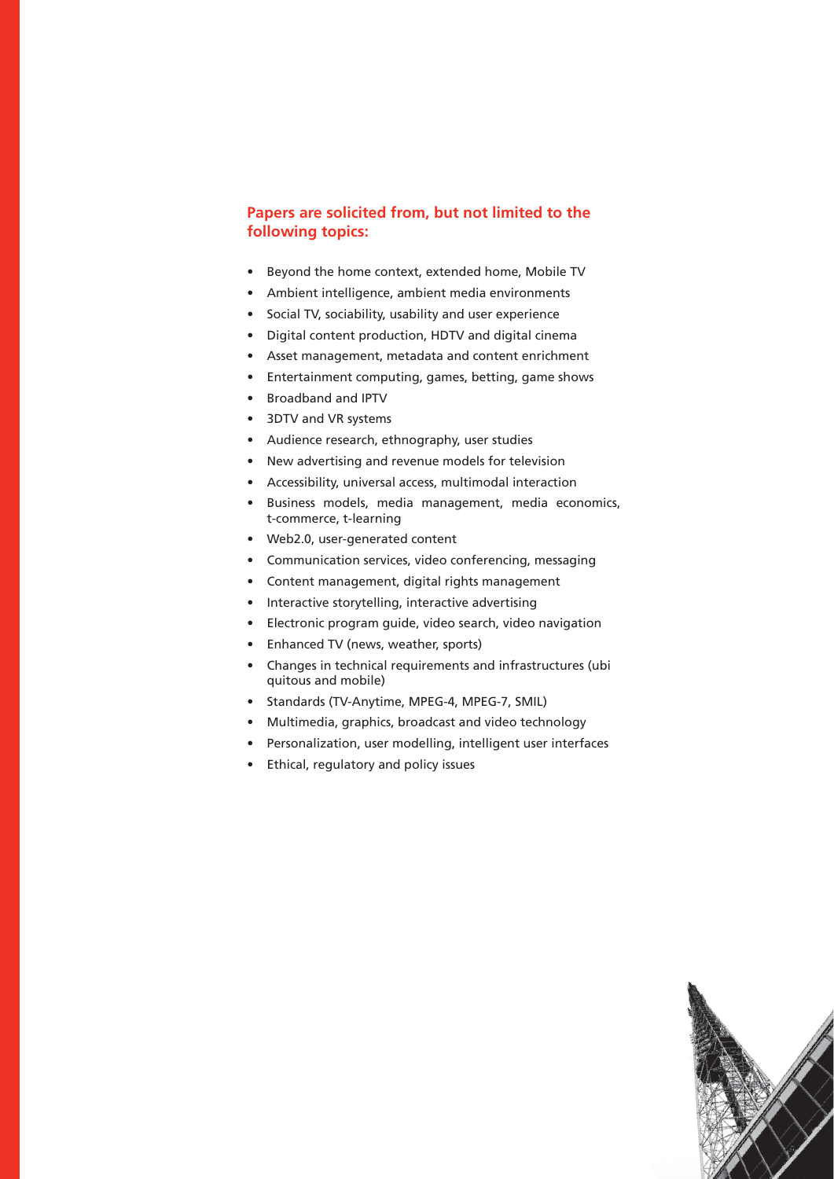## Papers are solicited from, but not limited to the following topics:

- Beyond the home context, extended home, Mobile TV
- Ambient intelligence, ambient media environments
- Social TV, sociability, usability and user experience
- Digital content production, HDTV and digital cinema
- Asset management, metadata and content enrichment
- Entertainment computing, games, betting, game shows
- Broadband and IPTV
- 3DTV and VR systems
- Audience research, ethnography, user studies
- New advertising and revenue models for television
- Accessibility, universal access, multimodal interaction
- Business models, media management, media economics, t-commerce, t-learning
- Web2.0, user-generated content
- Communication services, video conferencing, messaging
- Content management, digital rights management
- Interactive storytelling, interactive advertising
- Electronic program guide, video search, video navigation
- Enhanced TV (news, weather, sports)
- Changes in technical requirements and infrastructures (ubi quitous and mobile)
- Standards (TV-Anytime, MPEG-4, MPEG-7, SMIL)
- Multimedia, graphics, broadcast and video technology
- Personalization, user modelling, intelligent user interfaces
- Ethical, regulatory and policy issues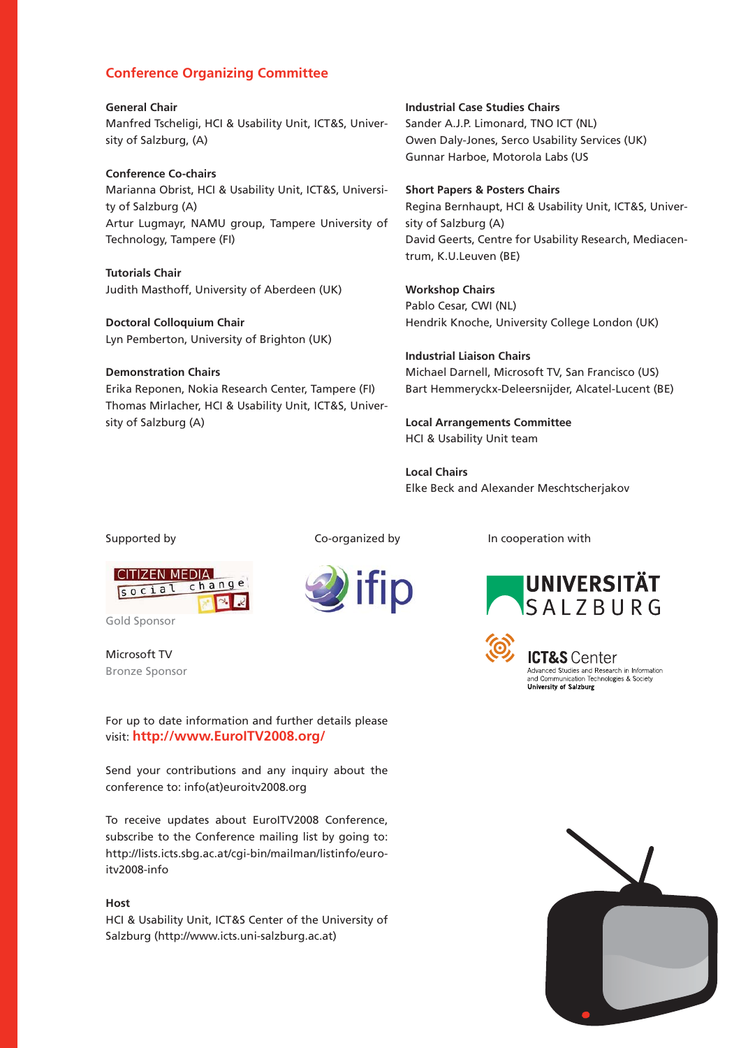## Conference Organizing Committee

**General Chair**
Manfred Tscheligi, HCI & Usability Unit, ICT&S, University of Salzburg, (A)

**Conference Co-chairs**
Marianna Obrist, HCI & Usability Unit, ICT&S, University of Salzburg (A)
Artur Lugmayr, NAMU group, Tampere University of Technology, Tampere (FI)

**Tutorials Chair**
Judith Masthoff, University of Aberdeen (UK)

**Doctoral Colloquium Chair**
Lyn Pemberton, University of Brighton (UK)

**Demonstration Chairs**
Erika Reponen, Nokia Research Center, Tampere (FI)
Thomas Mirlacher, HCI & Usability Unit, ICT&S, University of Salzburg (A)

**Industrial Case Studies Chairs**
Sander A.J.P. Limonard, TNO ICT (NL)
Owen Daly-Jones, Serco Usability Services (UK)
Gunnar Harboe, Motorola Labs (US

**Short Papers & Posters Chairs**
Regina Bernhaupt, HCI & Usability Unit, ICT&S, University of Salzburg (A)
David Geerts, Centre for Usability Research, Mediacentrum, K.U.Leuven (BE)

**Workshop Chairs**
Pablo Cesar, CWI (NL)
Hendrik Knoche, University College London (UK)

**Industrial Liaison Chairs**
Michael Darnell, Microsoft TV, San Francisco (US)
Bart Hemmeryckx-Deleersnijder, Alcatel-Lucent (BE)

**Local Arrangements Committee**
HCI & Usability Unit team

**Local Chairs**
Elke Beck and Alexander Meschtscherjakov

Supported by

CITIZEN MEDIA social change

Gold Sponsor

Microsoft TV
Bronze Sponsor

Co-organized by

ifip

In cooperation with

UNIVERSITÄT SALZBURG

ICT&S Center
Advanced Studies and Research in Information and Communication Technologies & Society
University of Salzburg

For up to date information and further details please visit: **http://www.EuroITV2008.org/**

Send your contributions and any inquiry about the conference to: info(at)euroitv2008.org

To receive updates about EuroITV2008 Conference, subscribe to the Conference mailing list by going to: http://lists.icts.sbg.ac.at/cgi-bin/mailman/listinfo/euroitv2008-info

**Host**
HCI & Usability Unit, ICT&S Center of the University of Salzburg (http://www.icts.uni-salzburg.ac.at)